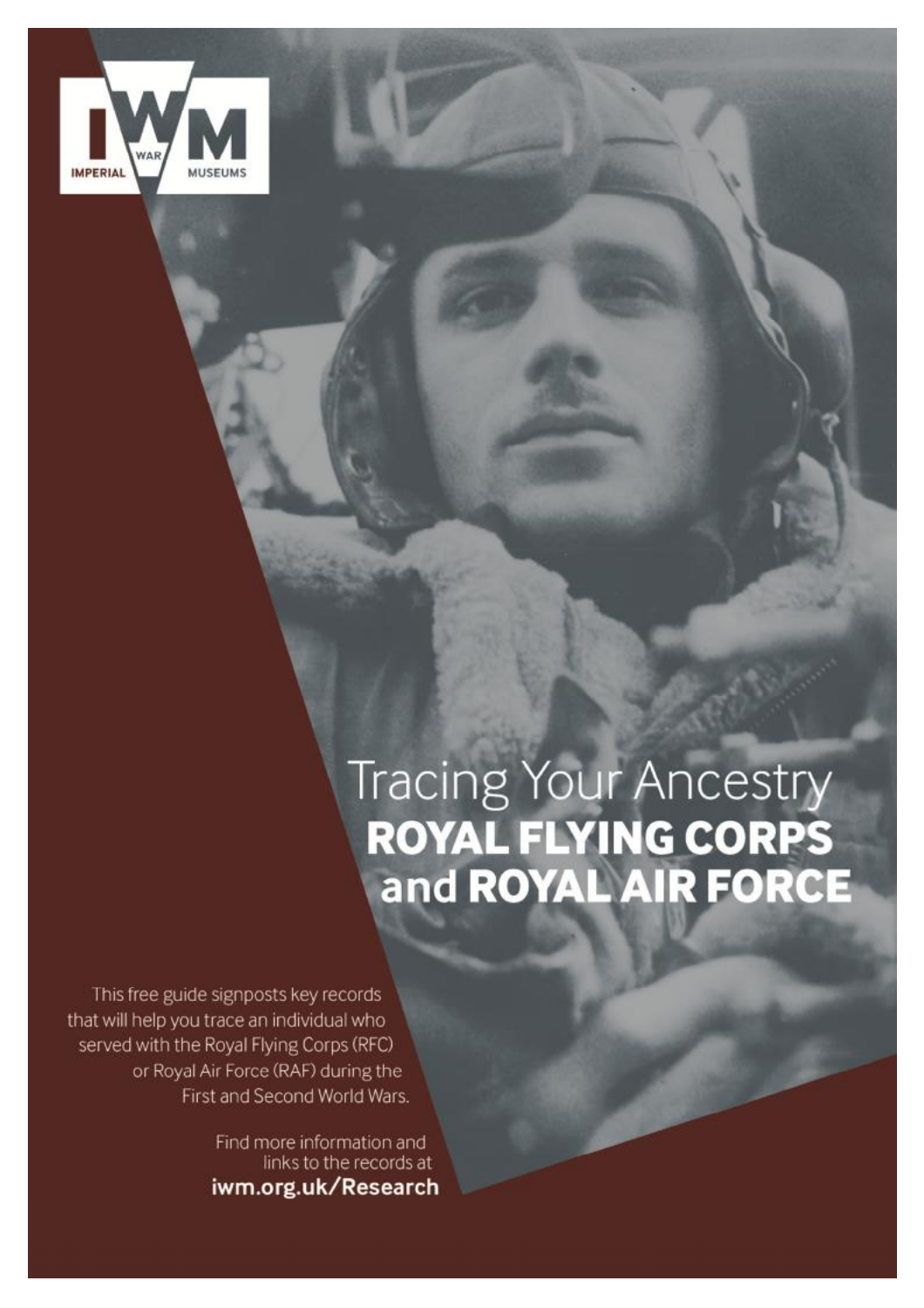IMPERIAL WAR MUSEUMS

# Tracing Your Ancestry
# ROYAL FLYING CORPS and ROYAL AIR FORCE

This free guide signposts key records that will help you trace an individual who served with the Royal Flying Corps (RFC) or Royal Air Force (RAF) during the First and Second World Wars.

Find more information and links to the records at
**iwm.org.uk/Research**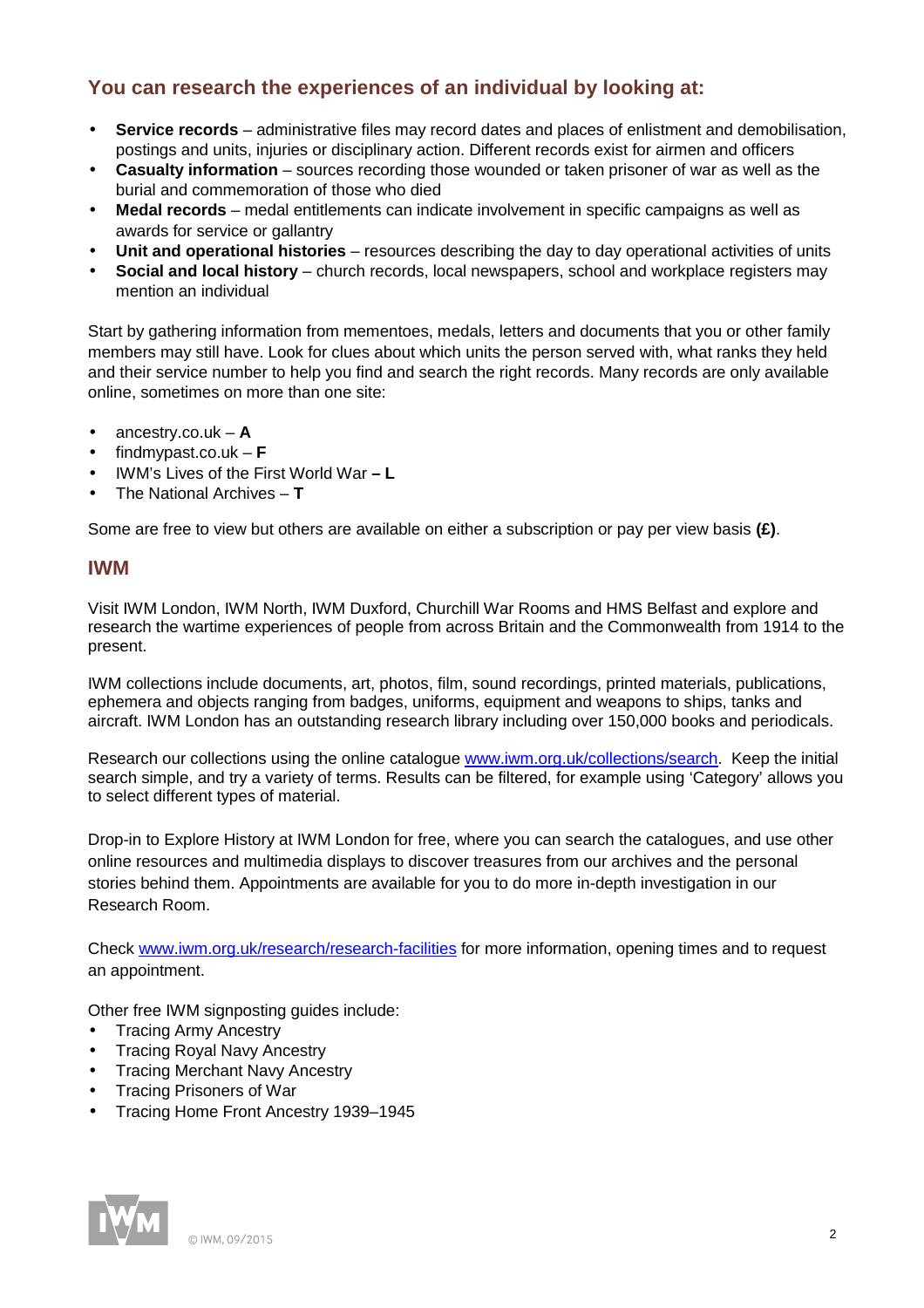## You can research the experiences of an individual by looking at:

- **Service records** – administrative files may record dates and places of enlistment and demobilisation, postings and units, injuries or disciplinary action. Different records exist for airmen and officers
- **Casualty information** – sources recording those wounded or taken prisoner of war as well as the burial and commemoration of those who died
- **Medal records** – medal entitlements can indicate involvement in specific campaigns as well as awards for service or gallantry
- **Unit and operational histories** – resources describing the day to day operational activities of units
- **Social and local history** – church records, local newspapers, school and workplace registers may mention an individual

Start by gathering information from mementoes, medals, letters and documents that you or other family members may still have. Look for clues about which units the person served with, what ranks they held and their service number to help you find and search the right records. Many records are only available online, sometimes on more than one site:

- ancestry.co.uk – **A**
- findmypast.co.uk – **F**
- IWM's Lives of the First World War **– L**
- The National Archives – **T**

Some are free to view but others are available on either a subscription or pay per view basis **(£)**.

## IWM

Visit IWM London, IWM North, IWM Duxford, Churchill War Rooms and HMS Belfast and explore and research the wartime experiences of people from across Britain and the Commonwealth from 1914 to the present.

IWM collections include documents, art, photos, film, sound recordings, printed materials, publications, ephemera and objects ranging from badges, uniforms, equipment and weapons to ships, tanks and aircraft. IWM London has an outstanding research library including over 150,000 books and periodicals.

Research our collections using the online catalogue www.iwm.org.uk/collections/search. Keep the initial search simple, and try a variety of terms. Results can be filtered, for example using 'Category' allows you to select different types of material.

Drop-in to Explore History at IWM London for free, where you can search the catalogues, and use other online resources and multimedia displays to discover treasures from our archives and the personal stories behind them. Appointments are available for you to do more in-depth investigation in our Research Room.

Check www.iwm.org.uk/research/research-facilities for more information, opening times and to request an appointment.

Other free IWM signposting guides include:

- Tracing Army Ancestry
- Tracing Royal Navy Ancestry
- Tracing Merchant Navy Ancestry
- Tracing Prisoners of War
- Tracing Home Front Ancestry 1939–1945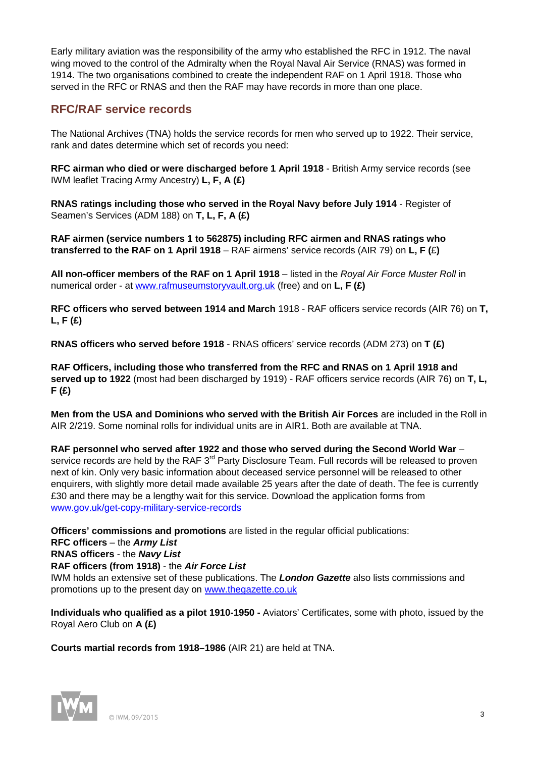Early military aviation was the responsibility of the army who established the RFC in 1912. The naval wing moved to the control of the Admiralty when the Royal Naval Air Service (RNAS) was formed in 1914. The two organisations combined to create the independent RAF on 1 April 1918. Those who served in the RFC or RNAS and then the RAF may have records in more than one place.

## RFC/RAF service records

The National Archives (TNA) holds the service records for men who served up to 1922. Their service, rank and dates determine which set of records you need:

**RFC airman who died or were discharged before 1 April 1918** - British Army service records (see IWM leaflet Tracing Army Ancestry) **L, F, A (£)**

**RNAS ratings including those who served in the Royal Navy before July 1914** - Register of Seamen's Services (ADM 188) on **T, L, F, A (£)**

**RAF airmen (service numbers 1 to 562875) including RFC airmen and RNAS ratings who transferred to the RAF on 1 April 1918** – RAF airmens' service records (AIR 79) on **L, F (**£**)**

**All non-officer members of the RAF on 1 April 1918** – listed in the *Royal Air Force Muster Roll* in numerical order - at [www.rafmuseumstoryvault.org.uk](http://www.rafmuseumstoryvault.org.uk) (free) and on **L, F (£)**

**RFC officers who served between 1914 and March** 1918 - RAF officers service records (AIR 76) on **T, L, F (£)**

**RNAS officers who served before 1918** - RNAS officers' service records (ADM 273) on **T (£)**

**RAF Officers, including those who transferred from the RFC and RNAS on 1 April 1918 and served up to 1922** (most had been discharged by 1919) - RAF officers service records (AIR 76) on **T, L, F (£)**

**Men from the USA and Dominions who served with the British Air Forces** are included in the Roll in AIR 2/219. Some nominal rolls for individual units are in AIR1. Both are available at TNA.

**RAF personnel who served after 1922 and those who served during the Second World War** – service records are held by the RAF 3rd Party Disclosure Team. Full records will be released to proven next of kin. Only very basic information about deceased service personnel will be released to other enquirers, with slightly more detail made available 25 years after the date of death. The fee is currently £30 and there may be a lengthy wait for this service. Download the application forms from [www.gov.uk/get-copy-military-service-records](http://www.gov.uk/get-copy-military-service-records)

**Officers' commissions and promotions** are listed in the regular official publications:
**RFC officers** – the ***Army List***
**RNAS officers** - the ***Navy List***
**RAF officers (from 1918)** - the ***Air Force List***
IWM holds an extensive set of these publications. The ***London Gazette*** also lists commissions and promotions up to the present day on [www.thegazette.co.uk](http://www.thegazette.co.uk)

**Individuals who qualified as a pilot 1910-1950 -** Aviators' Certificates, some with photo, issued by the Royal Aero Club on **A (£)**

**Courts martial records from 1918–1986** (AIR 21) are held at TNA.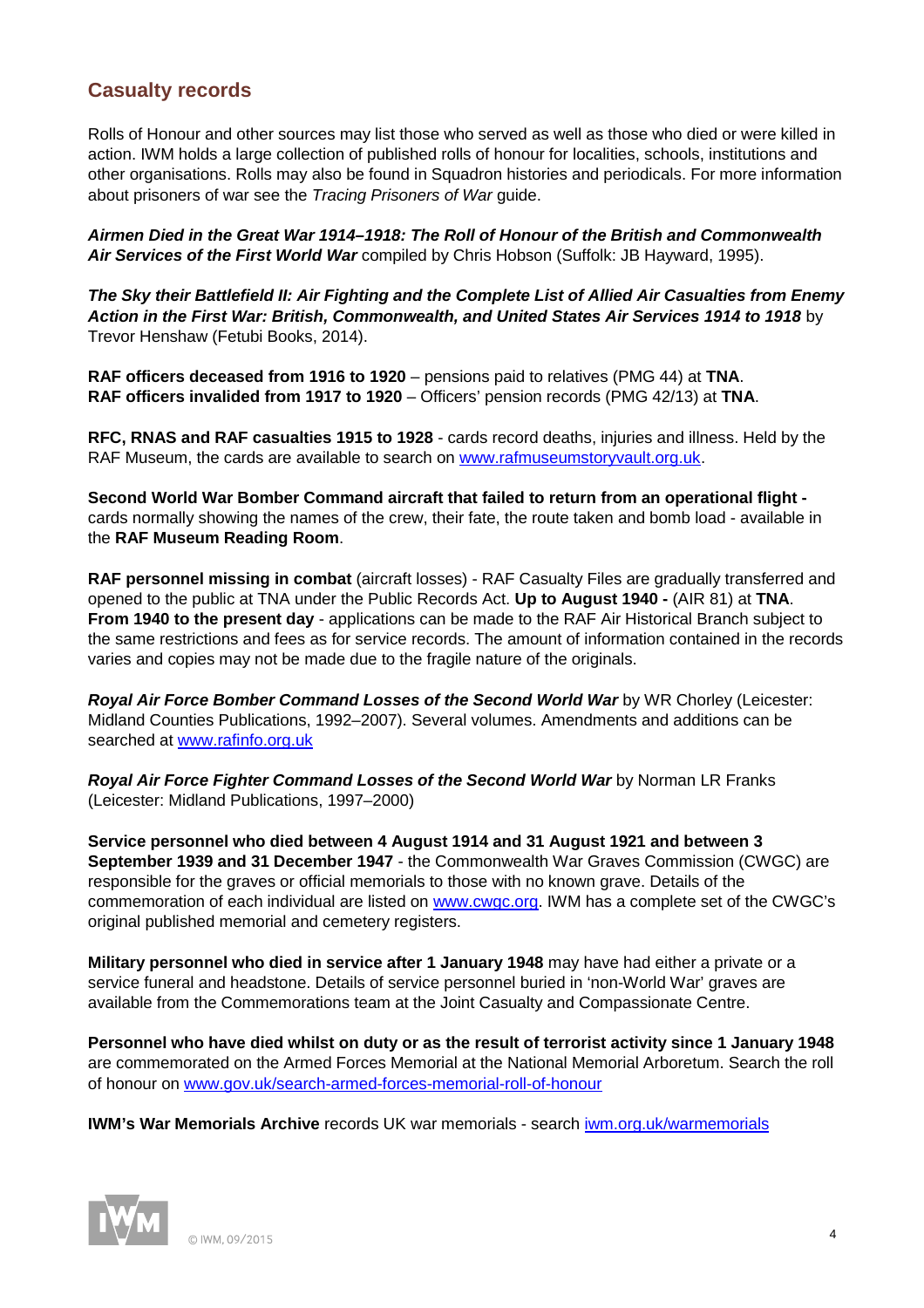## Casualty records

Rolls of Honour and other sources may list those who served as well as those who died or were killed in action. IWM holds a large collection of published rolls of honour for localities, schools, institutions and other organisations. Rolls may also be found in Squadron histories and periodicals. For more information about prisoners of war see the *Tracing Prisoners of War* guide.

***Airmen Died in the Great War 1914–1918: The Roll of Honour of the British and Commonwealth Air Services of the First World War*** compiled by Chris Hobson (Suffolk: JB Hayward, 1995).

***The Sky their Battlefield II: Air Fighting and the Complete List of Allied Air Casualties from Enemy Action in the First War: British, Commonwealth, and United States Air Services 1914 to 1918*** by Trevor Henshaw (Fetubi Books, 2014).

**RAF officers deceased from 1916 to 1920** – pensions paid to relatives (PMG 44) at **TNA**.
**RAF officers invalided from 1917 to 1920** – Officers' pension records (PMG 42/13) at **TNA**.

**RFC, RNAS and RAF casualties 1915 to 1928** - cards record deaths, injuries and illness. Held by the RAF Museum, the cards are available to search on www.rafmuseumstoryvault.org.uk.

**Second World War Bomber Command aircraft that failed to return from an operational flight -** cards normally showing the names of the crew, their fate, the route taken and bomb load - available in the **RAF Museum Reading Room**.

**RAF personnel missing in combat** (aircraft losses) - RAF Casualty Files are gradually transferred and opened to the public at TNA under the Public Records Act. **Up to August 1940 -** (AIR 81) at **TNA**. **From 1940 to the present day** - applications can be made to the RAF Air Historical Branch subject to the same restrictions and fees as for service records. The amount of information contained in the records varies and copies may not be made due to the fragile nature of the originals.

***Royal Air Force Bomber Command Losses of the Second World War*** by WR Chorley (Leicester: Midland Counties Publications, 1992–2007). Several volumes. Amendments and additions can be searched at www.rafinfo.org.uk

***Royal Air Force Fighter Command Losses of the Second World War*** by Norman LR Franks (Leicester: Midland Publications, 1997–2000)

**Service personnel who died between 4 August 1914 and 31 August 1921 and between 3 September 1939 and 31 December 1947** - the Commonwealth War Graves Commission (CWGC) are responsible for the graves or official memorials to those with no known grave. Details of the commemoration of each individual are listed on www.cwgc.org. IWM has a complete set of the CWGC's original published memorial and cemetery registers.

**Military personnel who died in service after 1 January 1948** may have had either a private or a service funeral and headstone. Details of service personnel buried in 'non-World War' graves are available from the Commemorations team at the Joint Casualty and Compassionate Centre.

**Personnel who have died whilst on duty or as the result of terrorist activity since 1 January 1948** are commemorated on the Armed Forces Memorial at the National Memorial Arboretum. Search the roll of honour on www.gov.uk/search-armed-forces-memorial-roll-of-honour

**IWM's War Memorials Archive** records UK war memorials - search iwm.org.uk/warmemorials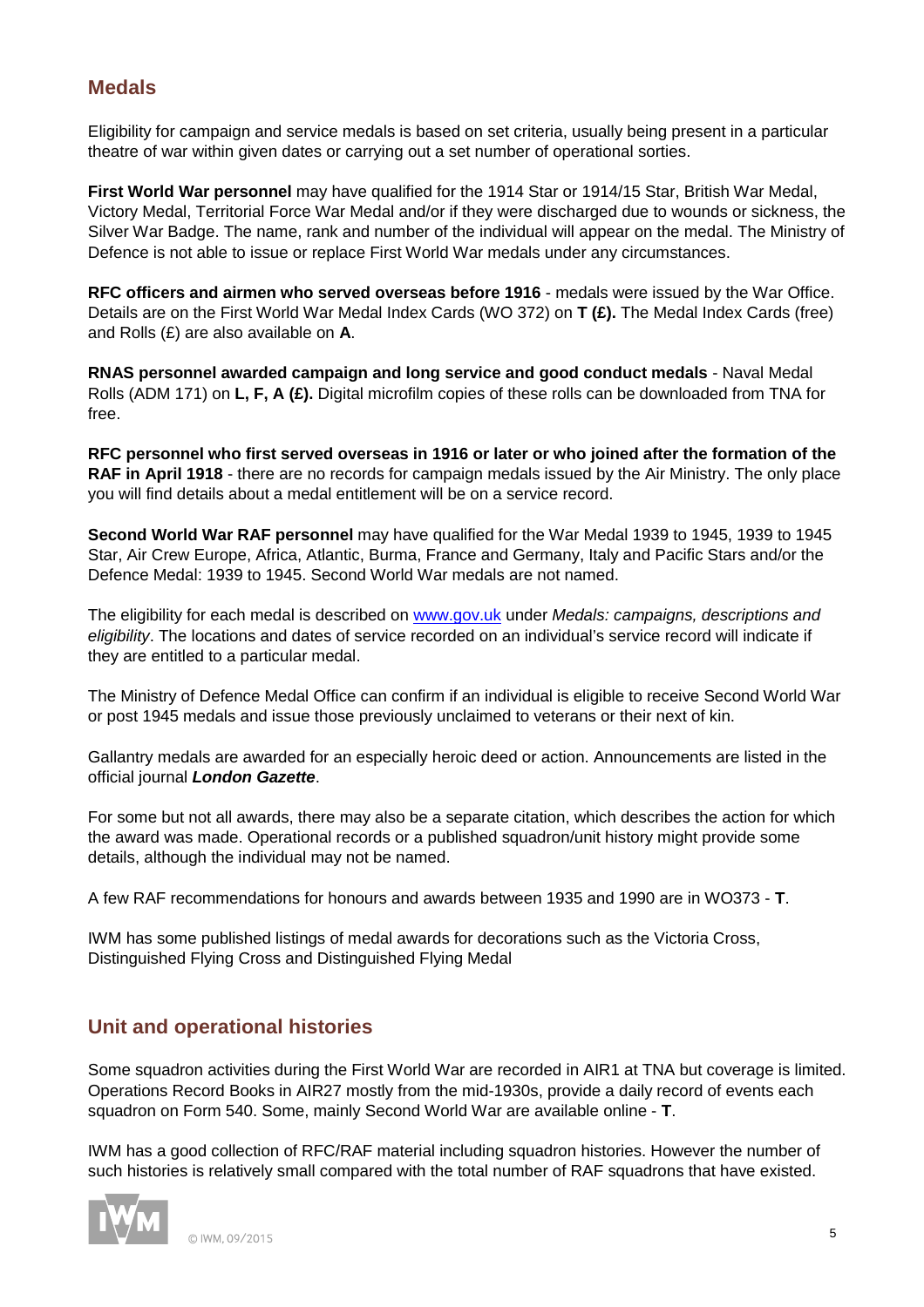## Medals

Eligibility for campaign and service medals is based on set criteria, usually being present in a particular theatre of war within given dates or carrying out a set number of operational sorties.

**First World War personnel** may have qualified for the 1914 Star or 1914/15 Star, British War Medal, Victory Medal, Territorial Force War Medal and/or if they were discharged due to wounds or sickness, the Silver War Badge. The name, rank and number of the individual will appear on the medal. The Ministry of Defence is not able to issue or replace First World War medals under any circumstances.

**RFC officers and airmen who served overseas before 1916** - medals were issued by the War Office. Details are on the First World War Medal Index Cards (WO 372) on **T (£).** The Medal Index Cards (free) and Rolls (£) are also available on **A**.

**RNAS personnel awarded campaign and long service and good conduct medals** - Naval Medal Rolls (ADM 171) on **L, F, A (£).** Digital microfilm copies of these rolls can be downloaded from TNA for free.

**RFC personnel who first served overseas in 1916 or later or who joined after the formation of the RAF in April 1918** - there are no records for campaign medals issued by the Air Ministry. The only place you will find details about a medal entitlement will be on a service record.

**Second World War RAF personnel** may have qualified for the War Medal 1939 to 1945, 1939 to 1945 Star, Air Crew Europe, Africa, Atlantic, Burma, France and Germany, Italy and Pacific Stars and/or the Defence Medal: 1939 to 1945. Second World War medals are not named.

The eligibility for each medal is described on [www.gov.uk](http://www.gov.uk) under *Medals: campaigns, descriptions and eligibility*. The locations and dates of service recorded on an individual's service record will indicate if they are entitled to a particular medal.

The Ministry of Defence Medal Office can confirm if an individual is eligible to receive Second World War or post 1945 medals and issue those previously unclaimed to veterans or their next of kin.

Gallantry medals are awarded for an especially heroic deed or action. Announcements are listed in the official journal ***London Gazette***.

For some but not all awards, there may also be a separate citation, which describes the action for which the award was made. Operational records or a published squadron/unit history might provide some details, although the individual may not be named.

A few RAF recommendations for honours and awards between 1935 and 1990 are in WO373 - **T**.

IWM has some published listings of medal awards for decorations such as the Victoria Cross, Distinguished Flying Cross and Distinguished Flying Medal

## Unit and operational histories

Some squadron activities during the First World War are recorded in AIR1 at TNA but coverage is limited. Operations Record Books in AIR27 mostly from the mid-1930s, provide a daily record of events each squadron on Form 540. Some, mainly Second World War are available online - **T**.

IWM has a good collection of RFC/RAF material including squadron histories. However the number of such histories is relatively small compared with the total number of RAF squadrons that have existed.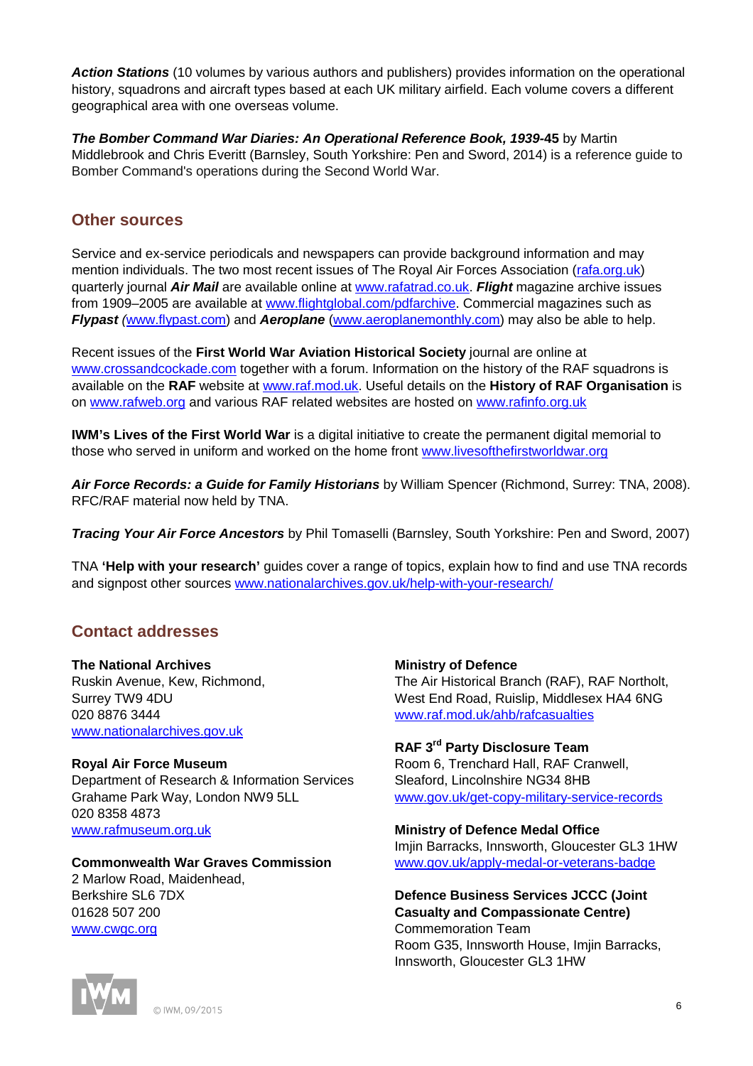***Action Stations*** (10 volumes by various authors and publishers) provides information on the operational history, squadrons and aircraft types based at each UK military airfield. Each volume covers a different geographical area with one overseas volume.

***The Bomber Command War Diaries: An Operational Reference Book, 1939*-45** by Martin Middlebrook and Chris Everitt (Barnsley, South Yorkshire: Pen and Sword, 2014) is a reference guide to Bomber Command's operations during the Second World War.

## Other sources

Service and ex-service periodicals and newspapers can provide background information and may mention individuals. The two most recent issues of The Royal Air Forces Association (rafa.org.uk) quarterly journal ***Air Mail*** are available online at www.rafatrad.co.uk. ***Flight*** magazine archive issues from 1909–2005 are available at www.flightglobal.com/pdfarchive. Commercial magazines such as ***Flypast*** *(*www.flypast.com) and ***Aeroplane*** (www.aeroplanemonthly.com) may also be able to help.

Recent issues of the **First World War Aviation Historical Society** journal are online at www.crossandcockade.com together with a forum. Information on the history of the RAF squadrons is available on the **RAF** website at www.raf.mod.uk. Useful details on the **History of RAF Organisation** is on www.rafweb.org and various RAF related websites are hosted on www.rafinfo.org.uk

**IWM's Lives of the First World War** is a digital initiative to create the permanent digital memorial to those who served in uniform and worked on the home front www.livesofthefirstworldwar.org

***Air Force Records: a Guide for Family Historians*** by William Spencer (Richmond, Surrey: TNA, 2008). RFC/RAF material now held by TNA.

***Tracing Your Air Force Ancestors*** by Phil Tomaselli (Barnsley, South Yorkshire: Pen and Sword, 2007)

TNA **'Help with your research'** guides cover a range of topics, explain how to find and use TNA records and signpost other sources www.nationalarchives.gov.uk/help-with-your-research/

## Contact addresses

**The National Archives**
Ruskin Avenue, Kew, Richmond,
Surrey TW9 4DU
020 8876 3444
www.nationalarchives.gov.uk

**Royal Air Force Museum**
Department of Research & Information Services
Grahame Park Way, London NW9 5LL
020 8358 4873
www.rafmuseum.org.uk

**Commonwealth War Graves Commission**
2 Marlow Road, Maidenhead,
Berkshire SL6 7DX
01628 507 200
www.cwgc.org

**Ministry of Defence**
The Air Historical Branch (RAF), RAF Northolt,
West End Road, Ruislip, Middlesex HA4 6NG
www.raf.mod.uk/ahb/rafcasualties

**RAF 3rd Party Disclosure Team**
Room 6, Trenchard Hall, RAF Cranwell,
Sleaford, Lincolnshire NG34 8HB
www.gov.uk/get-copy-military-service-records

**Ministry of Defence Medal Office**
Imjin Barracks, Innsworth, Gloucester GL3 1HW
www.gov.uk/apply-medal-or-veterans-badge

**Defence Business Services JCCC (Joint Casualty and Compassionate Centre)**
Commemoration Team
Room G35, Innsworth House, Imjin Barracks,
Innsworth, Gloucester GL3 1HW

© IWM, 09/2015